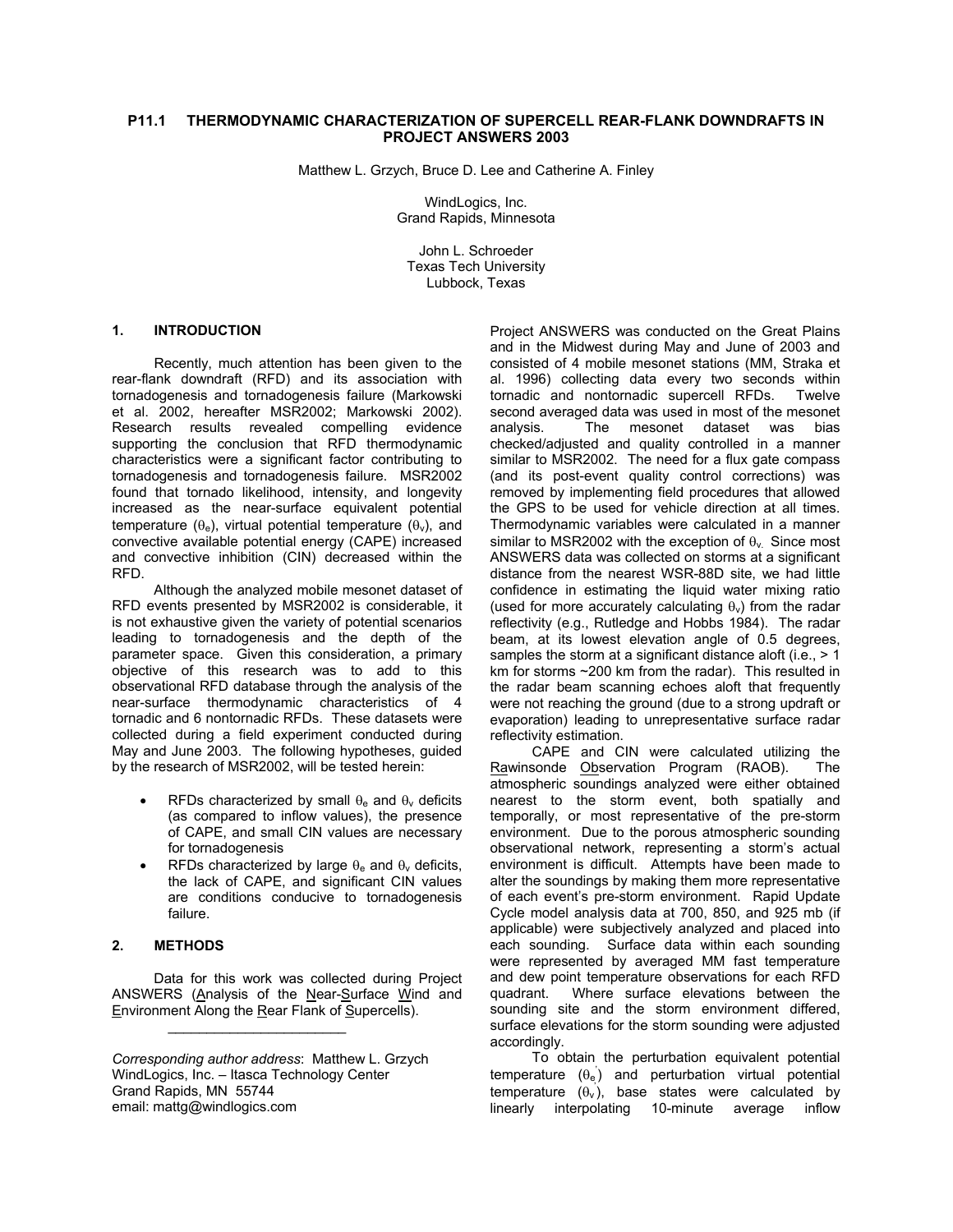# P11.1 THERMODYNAMIC CHARACTERIZATION OF SUPERCELL REAR-FLANK DOWNDRAFTS IN PROJECT ANSWERS 2003

Matthew L. Grzych, Bruce D. Lee and Catherine A. Finley

WindLogics, Inc.
Grand Rapids, Minnesota

John L. Schroeder
Texas Tech University
Lubbock, Texas

## 1. INTRODUCTION

Recently, much attention has been given to the rear-flank downdraft (RFD) and its association with tornadogenesis and tornadogenesis failure (Markowski et al. 2002, hereafter MSR2002; Markowski 2002). Research results revealed compelling evidence supporting the conclusion that RFD thermodynamic characteristics were a significant factor contributing to tornadogenesis and tornadogenesis failure. MSR2002 found that tornado likelihood, intensity, and longevity increased as the near-surface equivalent potential temperature ($\theta_e$), virtual potential temperature ($\theta_v$), and convective available potential energy (CAPE) increased and convective inhibition (CIN) decreased within the RFD.

Although the analyzed mobile mesonet dataset of RFD events presented by MSR2002 is considerable, it is not exhaustive given the variety of potential scenarios leading to tornadogenesis and the depth of the parameter space. Given this consideration, a primary objective of this research was to add to this observational RFD database through the analysis of the near-surface thermodynamic characteristics of 4 tornadic and 6 nontornadic RFDs. These datasets were collected during a field experiment conducted during May and June 2003. The following hypotheses, guided by the research of MSR2002, will be tested herein:

- RFDs characterized by small $\theta_e$ and $\theta_v$ deficits (as compared to inflow values), the presence of CAPE, and small CIN values are necessary for tornadogenesis
- RFDs characterized by large $\theta_e$ and $\theta_v$ deficits, the lack of CAPE, and significant CIN values are conditions conducive to tornadogenesis failure.

## 2. METHODS

Data for this work was collected during Project ANSWERS (Analysis of the Near-Surface Wind and Environment Along the Rear Flank of Supercells).

*Corresponding author address*: Matthew L. Grzych
WindLogics, Inc. – Itasca Technology Center
Grand Rapids, MN 55744
email: mattg@windlogics.com

Project ANSWERS was conducted on the Great Plains and in the Midwest during May and June of 2003 and consisted of 4 mobile mesonet stations (MM, Straka et al. 1996) collecting data every two seconds within tornadic and nontornadic supercell RFDs. Twelve second averaged data was used in most of the mesonet analysis. The mesonet dataset was bias checked/adjusted and quality controlled in a manner similar to MSR2002. The need for a flux gate compass (and its post-event quality control corrections) was removed by implementing field procedures that allowed the GPS to be used for vehicle direction at all times. Thermodynamic variables were calculated in a manner similar to MSR2002 with the exception of $\theta_v$. Since most ANSWERS data was collected on storms at a significant distance from the nearest WSR-88D site, we had little confidence in estimating the liquid water mixing ratio (used for more accurately calculating $\theta_v$) from the radar reflectivity (e.g., Rutledge and Hobbs 1984). The radar beam, at its lowest elevation angle of 0.5 degrees, samples the storm at a significant distance aloft (i.e., > 1 km for storms ~200 km from the radar). This resulted in the radar beam scanning echoes aloft that frequently were not reaching the ground (due to a strong updraft or evaporation) leading to unrepresentative surface radar reflectivity estimation.

CAPE and CIN were calculated utilizing the Rawinsonde Observation Program (RAOB). The atmospheric soundings analyzed were either obtained nearest to the storm event, both spatially and temporally, or most representative of the pre-storm environment. Due to the porous atmospheric sounding observational network, representing a storm's actual environment is difficult. Attempts have been made to alter the soundings by making them more representative of each event's pre-storm environment. Rapid Update Cycle model analysis data at 700, 850, and 925 mb (if applicable) were subjectively analyzed and placed into each sounding. Surface data within each sounding were represented by averaged MM fast temperature and dew point temperature observations for each RFD quadrant. Where surface elevations between the sounding site and the storm environment differed, surface elevations for the storm sounding were adjusted accordingly.

To obtain the perturbation equivalent potential temperature ($\theta_e'$) and perturbation virtual potential temperature ($\theta_v'$), base states were calculated by linearly interpolating 10-minute average inflow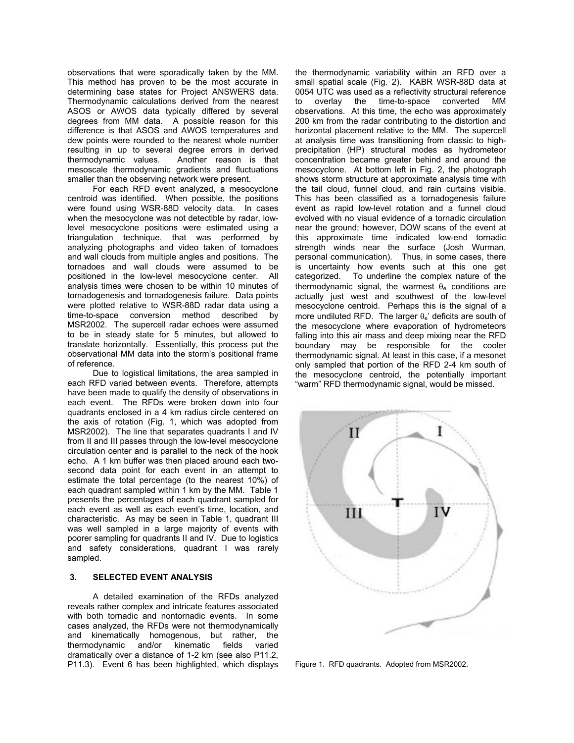observations that were sporadically taken by the MM. This method has proven to be the most accurate in determining base states for Project ANSWERS data. Thermodynamic calculations derived from the nearest ASOS or AWOS data typically differed by several degrees from MM data. A possible reason for this difference is that ASOS and AWOS temperatures and dew points were rounded to the nearest whole number resulting in up to several degree errors in derived thermodynamic values. Another reason is that mesoscale thermodynamic gradients and fluctuations smaller than the observing network were present.

For each RFD event analyzed, a mesocyclone centroid was identified. When possible, the positions were found using WSR-88D velocity data. In cases when the mesocyclone was not detectible by radar, low-level mesocyclone positions were estimated using a triangulation technique, that was performed by analyzing photographs and video taken of tornadoes and wall clouds from multiple angles and positions. The tornadoes and wall clouds were assumed to be positioned in the low-level mesocyclone center. All analysis times were chosen to be within 10 minutes of tornadogenesis and tornadogenesis failure. Data points were plotted relative to WSR-88D radar data using a time-to-space conversion method described by MSR2002. The supercell radar echoes were assumed to be in steady state for 5 minutes, but allowed to translate horizontally. Essentially, this process put the observational MM data into the storm's positional frame of reference.

Due to logistical limitations, the area sampled in each RFD varied between events. Therefore, attempts have been made to qualify the density of observations in each event. The RFDs were broken down into four quadrants enclosed in a 4 km radius circle centered on the axis of rotation (Fig. 1, which was adopted from MSR2002). The line that separates quadrants I and IV from II and III passes through the low-level mesocyclone circulation center and is parallel to the neck of the hook echo. A 1 km buffer was then placed around each two-second data point for each event in an attempt to estimate the total percentage (to the nearest 10%) of each quadrant sampled within 1 km by the MM. Table 1 presents the percentages of each quadrant sampled for each event as well as each event's time, location, and characteristic. As may be seen in Table 1, quadrant III was well sampled in a large majority of events with poorer sampling for quadrants II and IV. Due to logistics and safety considerations, quadrant I was rarely sampled.

## 3. SELECTED EVENT ANALYSIS

A detailed examination of the RFDs analyzed reveals rather complex and intricate features associated with both tornadic and nontornadic events. In some cases analyzed, the RFDs were not thermodynamically and kinematically homogenous, but rather, the thermodynamic and/or kinematic fields varied dramatically over a distance of 1-2 km (see also P11.2, P11.3). Event 6 has been highlighted, which displays the thermodynamic variability within an RFD over a small spatial scale (Fig. 2). KABR WSR-88D data at 0054 UTC was used as a reflectivity structural reference to overlay the time-to-space converted MM observations. At this time, the echo was approximately 200 km from the radar contributing to the distortion and horizontal placement relative to the MM. The supercell at analysis time was transitioning from classic to high-precipitation (HP) structural modes as hydrometeor concentration became greater behind and around the mesocyclone. At bottom left in Fig. 2, the photograph shows storm structure at approximate analysis time with the tail cloud, funnel cloud, and rain curtains visible. This has been classified as a tornadogenesis failure event as rapid low-level rotation and a funnel cloud evolved with no visual evidence of a tornadic circulation near the ground; however, DOW scans of the event at this approximate time indicated low-end tornadic strength winds near the surface (Josh Wurman, personal communication). Thus, in some cases, there is uncertainty how events such at this one get categorized. To underline the complex nature of the thermodynamic signal, the warmest $\theta_e$ conditions are actually just west and southwest of the low-level mesocyclone centroid. Perhaps this is the signal of a more undiluted RFD. The larger $\theta_e'$ deficits are south of the mesocyclone where evaporation of hydrometeors falling into this air mass and deep mixing near the RFD boundary may be responsible for the cooler thermodynamic signal. At least in this case, if a mesonet only sampled that portion of the RFD 2-4 km south of the mesocyclone centroid, the potentially important "warm" RFD thermodynamic signal, would be missed.

Figure 1. RFD quadrants. Adopted from MSR2002.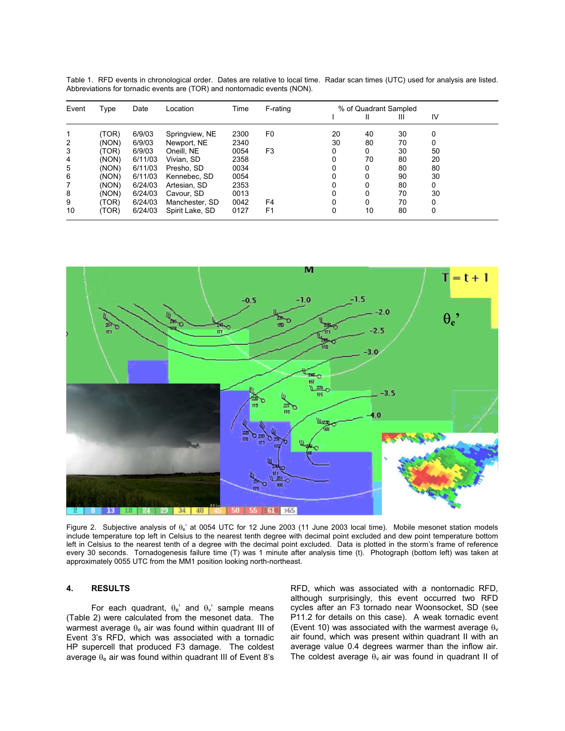Table 1. RFD events in chronological order. Dates are relative to local time. Radar scan times (UTC) used for analysis are listed. Abbreviations for tornadic events are (TOR) and nontornadic events (NON).

| Event | Type | Date | Location | Time | F-rating | % of Quadrant Sampled | | | |
|---|---|---|---|---|---|---|---|---|---|
| | | | | | | I | II | III | IV |
| 1 | (TOR) | 6/9/03 | Springview, NE | 2300 | F0 | 20 | 40 | 30 | 0 |
| 2 | (NON) | 6/9/03 | Newport, NE | 2340 | | 30 | 80 | 70 | 0 |
| 3 | (TOR) | 6/9/03 | Oneill, NE | 0054 | F3 | 0 | 0 | 30 | 50 |
| 4 | (NON) | 6/11/03 | Vivian, SD | 2358 | | 0 | 70 | 80 | 20 |
| 5 | (NON) | 6/11/03 | Presho, SD | 0034 | | 0 | 0 | 80 | 80 |
| 6 | (NON) | 6/11/03 | Kennebec, SD | 0054 | | 0 | 0 | 90 | 30 |
| 7 | (NON) | 6/24/03 | Artesian, SD | 2353 | | 0 | 0 | 80 | 0 |
| 8 | (NON) | 6/24/03 | Cavour, SD | 0013 | | 0 | 0 | 70 | 30 |
| 9 | (TOR) | 6/24/03 | Manchester, SD | 0042 | F4 | 0 | 0 | 70 | 0 |
| 10 | (TOR) | 6/24/03 | Spirit Lake, SD | 0127 | F1 | 0 | 10 | 80 | 0 |

Figure 2. Subjective analysis of $\theta_e$' at 0054 UTC for 12 June 2003 (11 June 2003 local time). Mobile mesonet station models include temperature top left in Celsius to the nearest tenth degree with decimal point excluded and dew point temperature bottom left in Celsius to the nearest tenth of a degree with the decimal point excluded. Data is plotted in the storm's frame of reference every 30 seconds. Tornadogenesis failure time (T) was 1 minute after analysis time (t). Photograph (bottom left) was taken at approximately 0055 UTC from the MM1 position looking north-northeast.

## 4. RESULTS

For each quadrant, $\theta_e$' and $\theta_v$' sample means (Table 2) were calculated from the mesonet data. The warmest average $\theta_e$ air was found within quadrant III of Event 3's RFD, which was associated with a tornadic HP supercell that produced F3 damage. The coldest average $\theta_e$ air was found within quadrant III of Event 8's RFD, which was associated with a nontornadic RFD, although surprisingly, this event occurred two RFD cycles after an F3 tornado near Woonsocket, SD (see P11.2 for details on this case). A weak tornadic event (Event 10) was associated with the warmest average $\theta_v$ air found, which was present within quadrant II with an average value 0.4 degrees warmer than the inflow air. The coldest average $\theta_v$ air was found in quadrant II of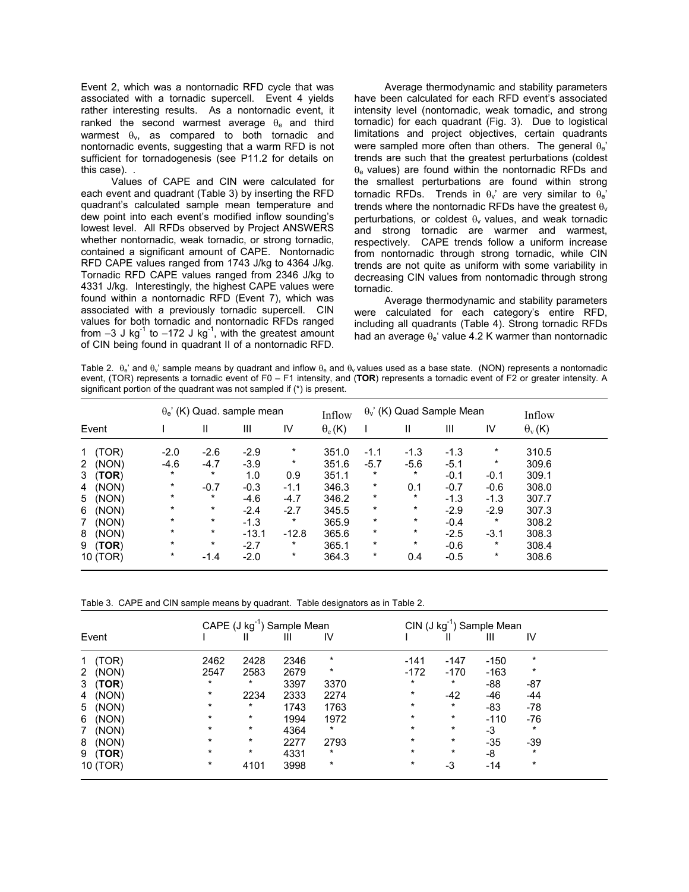Event 2, which was a nontornadic RFD cycle that was associated with a tornadic supercell. Event 4 yields rather interesting results. As a nontornadic event, it ranked the second warmest average $\theta_e$ and third warmest $\theta_v$, as compared to both tornadic and nontornadic events, suggesting that a warm RFD is not sufficient for tornadogenesis (see P11.2 for details on this case). .

Values of CAPE and CIN were calculated for each event and quadrant (Table 3) by inserting the RFD quadrant's calculated sample mean temperature and dew point into each event's modified inflow sounding's lowest level. All RFDs observed by Project ANSWERS whether nontornadic, weak tornadic, or strong tornadic, contained a significant amount of CAPE. Nontornadic RFD CAPE values ranged from 1743 J/kg to 4364 J/kg. Tornadic RFD CAPE values ranged from 2346 J/kg to 4331 J/kg. Interestingly, the highest CAPE values were found within a nontornadic RFD (Event 7), which was associated with a previously tornadic supercell. CIN values for both tornadic and nontornadic RFDs ranged from –3 J kg$^{-1}$ to –172 J kg$^{-1}$, with the greatest amount of CIN being found in quadrant II of a nontornadic RFD.

Average thermodynamic and stability parameters have been calculated for each RFD event's associated intensity level (nontornadic, weak tornadic, and strong tornadic) for each quadrant (Fig. 3). Due to logistical limitations and project objectives, certain quadrants were sampled more often than others. The general $\theta_e$' trends are such that the greatest perturbations (coldest $\theta_e$ values) are found within the nontornadic RFDs and the smallest perturbations are found within strong tornadic RFDs. Trends in $\theta_v$' are very similar to $\theta_e$' trends where the nontornadic RFDs have the greatest $\theta_v$ perturbations, or coldest $\theta_v$ values, and weak tornadic and strong tornadic are warmer and warmest, respectively. CAPE trends follow a uniform increase from nontornadic through strong tornadic, while CIN trends are not quite as uniform with some variability in decreasing CIN values from nontornadic through strong tornadic.

Average thermodynamic and stability parameters were calculated for each category's entire RFD, including all quadrants (Table 4). Strong tornadic RFDs had an average $\theta_e$' value 4.2 K warmer than nontornadic

Table 2. $\theta_e$' and $\theta_v$' sample means by quadrant and inflow $\theta_e$ and $\theta_v$ values used as a base state. (NON) represents a nontornadic event, (TOR) represents a tornadic event of F0 – F1 intensity, and (**TOR**) represents a tornadic event of F2 or greater intensity. A significant portion of the quadrant was not sampled if (*) is present.

| | $\theta_e$' (K) Quad. sample mean | | | | Inflow | $\theta_v$' (K) Quad Sample Mean | | | | Inflow |
|---|---|---|---|---|---|---|---|---|---|---|
| Event | I | II | III | IV | $\theta_e$ (K) | I | II | III | IV | $\theta_v$ (K) |
| 1 (TOR) | -2.0 | -2.6 | -2.9 | * | 351.0 | -1.1 | -1.3 | -1.3 | * | 310.5 |
| 2 (NON) | -4.6 | -4.7 | -3.9 | * | 351.6 | -5.7 | -5.6 | -5.1 | * | 309.6 |
| 3 (**TOR**) | * | * | 1.0 | 0.9 | 351.1 | * | * | -0.1 | -0.1 | 309.1 |
| 4 (NON) | * | -0.7 | -0.3 | -1.1 | 346.3 | * | 0.1 | -0.7 | -0.6 | 308.0 |
| 5 (NON) | * | * | -4.6 | -4.7 | 346.2 | * | * | -1.3 | -1.3 | 307.7 |
| 6 (NON) | * | * | -2.4 | -2.7 | 345.5 | * | * | -2.9 | -2.9 | 307.3 |
| 7 (NON) | * | * | -1.3 | * | 365.9 | * | * | -0.4 | * | 308.2 |
| 8 (NON) | * | * | -13.1 | -12.8 | 365.6 | * | * | -2.5 | -3.1 | 308.3 |
| 9 (**TOR**) | * | * | -2.7 | * | 365.1 | * | * | -0.6 | * | 308.4 |
| 10 (TOR) | * | -1.4 | -2.0 | * | 364.3 | * | 0.4 | -0.5 | * | 308.6 |

Table 3. CAPE and CIN sample means by quadrant. Table designators as in Table 2.

| | CAPE (J kg$^{-1}$) Sample Mean | | | | CIN (J kg$^{-1}$) Sample Mean | | | |
|---|---|---|---|---|---|---|---|---|
| Event | I | II | III | IV | I | II | III | IV |
| 1 (TOR) | 2462 | 2428 | 2346 | * | -141 | -147 | -150 | * |
| 2 (NON) | 2547 | 2583 | 2679 | * | -172 | -170 | -163 | * |
| 3 (**TOR**) | * | * | 3397 | 3370 | * | * | -88 | -87 |
| 4 (NON) | * | 2234 | 2333 | 2274 | * | -42 | -46 | -44 |
| 5 (NON) | * | * | 1743 | 1763 | * | * | -83 | -78 |
| 6 (NON) | * | * | 1994 | 1972 | * | * | -110 | -76 |
| 7 (NON) | * | * | 4364 | * | * | * | -3 | * |
| 8 (NON) | * | * | 2277 | 2793 | * | * | -35 | -39 |
| 9 (**TOR**) | * | * | 4331 | * | * | * | -8 | * |
| 10 (TOR) | * | 4101 | 3998 | * | * | -3 | -14 | * |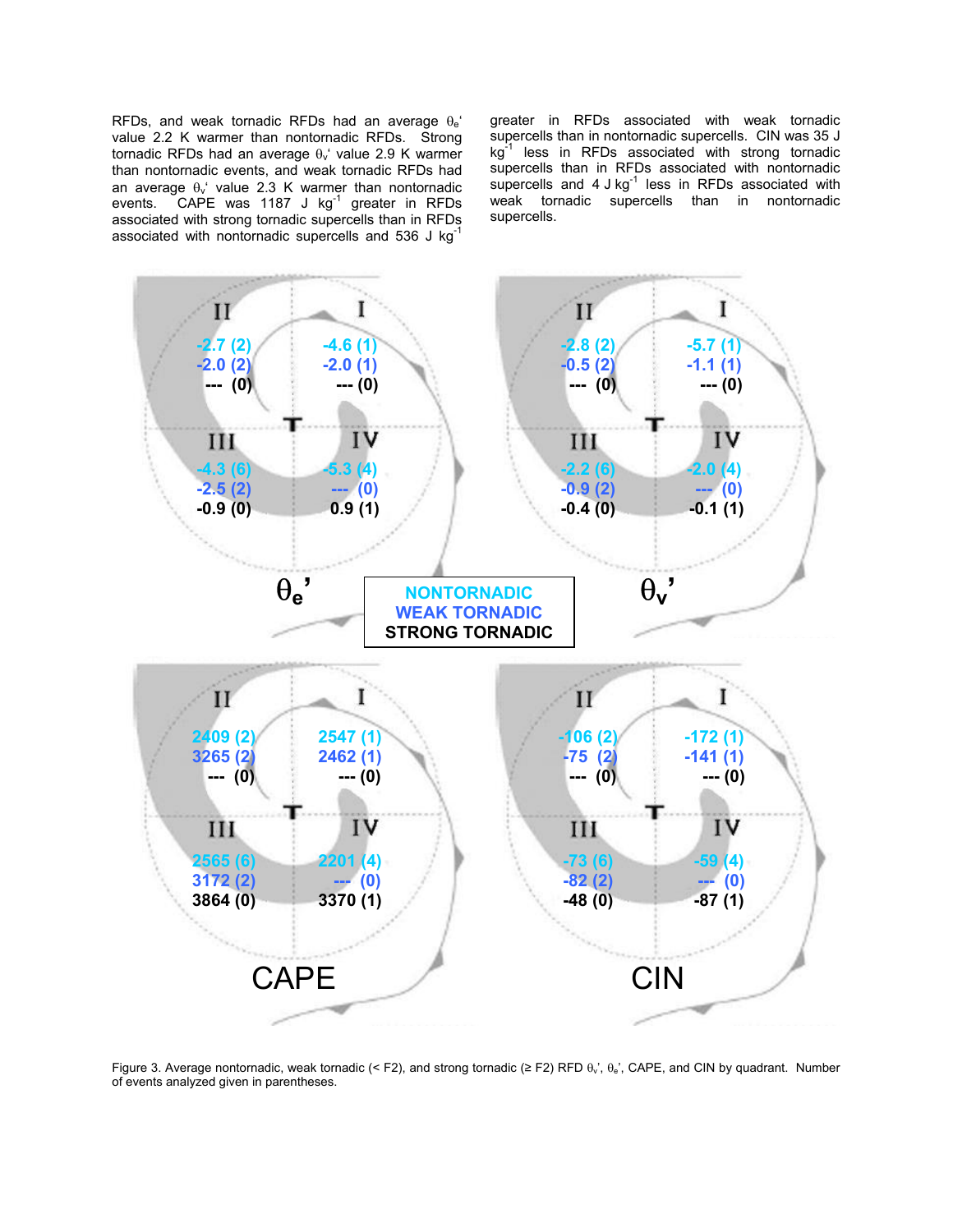RFDs, and weak tornadic RFDs had an average $\theta_e$' value 2.2 K warmer than nontornadic RFDs. Strong tornadic RFDs had an average $\theta_v$' value 2.9 K warmer than nontornadic events, and weak tornadic RFDs had an average $\theta_v$' value 2.3 K warmer than nontornadic events. CAPE was 1187 J kg$^{-1}$ greater in RFDs associated with strong tornadic supercells than in RFDs associated with nontornadic supercells and 536 J kg$^{-1}$ greater in RFDs associated with weak tornadic supercells than in nontornadic supercells. CIN was 35 J kg$^{-1}$ less in RFDs associated with strong tornadic supercells than in RFDs associated with nontornadic supercells and 4 J kg$^{-1}$ less in RFDs associated with weak tornadic supercells than in nontornadic supercells.

| Variable | Quadrant | Nontornadic | Weak tornadic | Strong tornadic |
|---|---|---|---|---|
| $\theta_e$' | I | -4.6 (1) | -2.0 (1) | --- (0) |
| $\theta_e$' | II | -2.7 (2) | -2.0 (2) | --- (0) |
| $\theta_e$' | III | -4.3 (6) | -2.5 (2) | -0.9 (0) |
| $\theta_e$' | IV | -5.3 (4) | --- (0) | 0.9 (1) |
| $\theta_v$' | I | -5.7 (1) | -1.1 (1) | --- (0) |
| $\theta_v$' | II | -2.8 (2) | -0.5 (2) | --- (0) |
| $\theta_v$' | III | -2.2 (6) | -0.9 (2) | -0.4 (0) |
| $\theta_v$' | IV | -2.0 (4) | --- (0) | -0.1 (1) |
| CAPE | I | 2547 (1) | 2462 (1) | --- (0) |
| CAPE | II | 2409 (2) | 3265 (2) | --- (0) |
| CAPE | III | 2565 (6) | 3172 (2) | 3864 (0) |
| CAPE | IV | 2201 (4) | --- (0) | 3370 (1) |
| CIN | I | -172 (1) | -141 (1) | --- (0) |
| CIN | II | -106 (2) | -75 (2) | --- (0) |
| CIN | III | -73 (6) | -82 (2) | -48 (0) |
| CIN | IV | -59 (4) | --- (0) | -87 (1) |

Figure 3. Average nontornadic, weak tornadic (< F2), and strong tornadic (≥ F2) RFD $\theta_v$', $\theta_e$', CAPE, and CIN by quadrant. Number of events analyzed given in parentheses.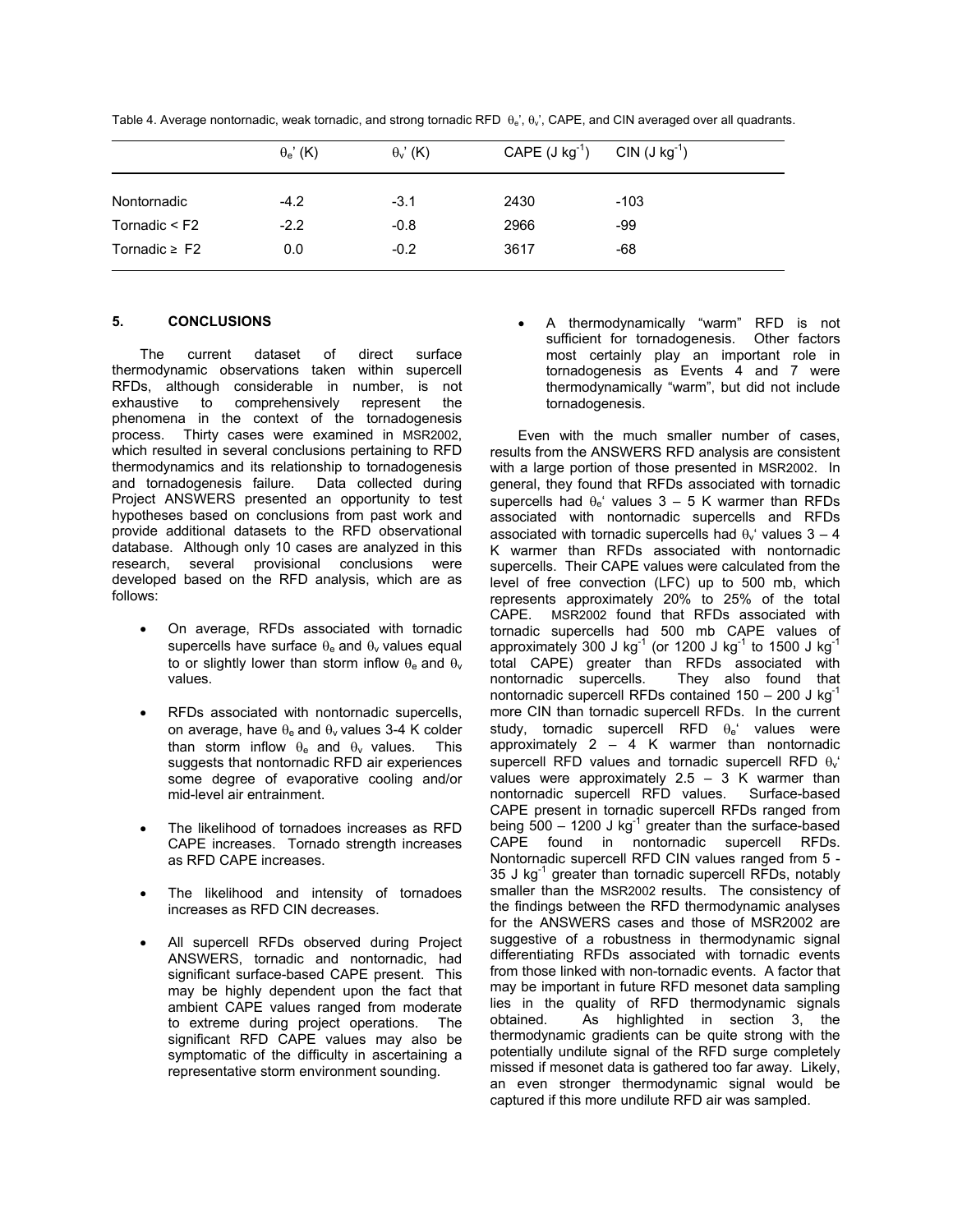Table 4. Average nontornadic, weak tornadic, and strong tornadic RFD $\theta_e$', $\theta_v$', CAPE, and CIN averaged over all quadrants.

| | $\theta_e$' (K) | $\theta_v$' (K) | CAPE (J kg$^{-1}$) | CIN (J kg$^{-1}$) |
|---|---|---|---|---|
| Nontornadic | -4.2 | -3.1 | 2430 | -103 |
| Tornadic < F2 | -2.2 | -0.8 | 2966 | -99 |
| Tornadic ≥ F2 | 0.0 | -0.2 | 3617 | -68 |

## 5. CONCLUSIONS

The current dataset of direct surface thermodynamic observations taken within supercell RFDs, although considerable in number, is not exhaustive to comprehensively represent the phenomena in the context of the tornadogenesis process. Thirty cases were examined in MSR2002, which resulted in several conclusions pertaining to RFD thermodynamics and its relationship to tornadogenesis and tornadogenesis failure. Data collected during Project ANSWERS presented an opportunity to test hypotheses based on conclusions from past work and provide additional datasets to the RFD observational database. Although only 10 cases are analyzed in this research, several provisional conclusions were developed based on the RFD analysis, which are as follows:

- On average, RFDs associated with tornadic supercells have surface $\theta_e$ and $\theta_v$ values equal to or slightly lower than storm inflow $\theta_e$ and $\theta_v$ values.
- RFDs associated with nontornadic supercells, on average, have $\theta_e$ and $\theta_v$ values 3-4 K colder than storm inflow $\theta_e$ and $\theta_v$ values. This suggests that nontornadic RFD air experiences some degree of evaporative cooling and/or mid-level air entrainment.
- The likelihood of tornadoes increases as RFD CAPE increases. Tornado strength increases as RFD CAPE increases.
- The likelihood and intensity of tornadoes increases as RFD CIN decreases.
- All supercell RFDs observed during Project ANSWERS, tornadic and nontornadic, had significant surface-based CAPE present. This may be highly dependent upon the fact that ambient CAPE values ranged from moderate to extreme during project operations. The significant RFD CAPE values may also be symptomatic of the difficulty in ascertaining a representative storm environment sounding.
- A thermodynamically "warm" RFD is not sufficient for tornadogenesis. Other factors most certainly play an important role in tornadogenesis as Events 4 and 7 were thermodynamically "warm", but did not include tornadogenesis.

Even with the much smaller number of cases, results from the ANSWERS RFD analysis are consistent with a large portion of those presented in MSR2002. In general, they found that RFDs associated with tornadic supercells had $\theta_e$' values 3 – 5 K warmer than RFDs associated with nontornadic supercells and RFDs associated with tornadic supercells had $\theta_v$' values 3 – 4 K warmer than RFDs associated with nontornadic supercells. Their CAPE values were calculated from the level of free convection (LFC) up to 500 mb, which represents approximately 20% to 25% of the total CAPE. MSR2002 found that RFDs associated with tornadic supercells had 500 mb CAPE values of approximately 300 J kg$^{-1}$ (or 1200 J kg$^{-1}$ to 1500 J kg$^{-1}$ total CAPE) greater than RFDs associated with nontornadic supercells. They also found that nontornadic supercell RFDs contained 150 – 200 J kg$^{-1}$ more CIN than tornadic supercell RFDs. In the current study, tornadic supercell RFD $\theta_e$' values were approximately 2 – 4 K warmer than nontornadic supercell RFD values and tornadic supercell RFD $\theta_v$' values were approximately 2.5 – 3 K warmer than nontornadic supercell RFD values. Surface-based CAPE present in tornadic supercell RFDs ranged from being 500 – 1200 J kg$^{-1}$ greater than the surface-based CAPE found in nontornadic supercell RFDs. Nontornadic supercell RFD CIN values ranged from 5 - 35 J kg$^{-1}$ greater than tornadic supercell RFDs, notably smaller than the MSR2002 results. The consistency of the findings between the RFD thermodynamic analyses for the ANSWERS cases and those of MSR2002 are suggestive of a robustness in thermodynamic signal differentiating RFDs associated with tornadic events from those linked with non-tornadic events. A factor that may be important in future RFD mesonet data sampling lies in the quality of RFD thermodynamic signals obtained. As highlighted in section 3, the thermodynamic gradients can be quite strong with the potentially undilute signal of the RFD surge completely missed if mesonet data is gathered too far away. Likely, an even stronger thermodynamic signal would be captured if this more undilute RFD air was sampled.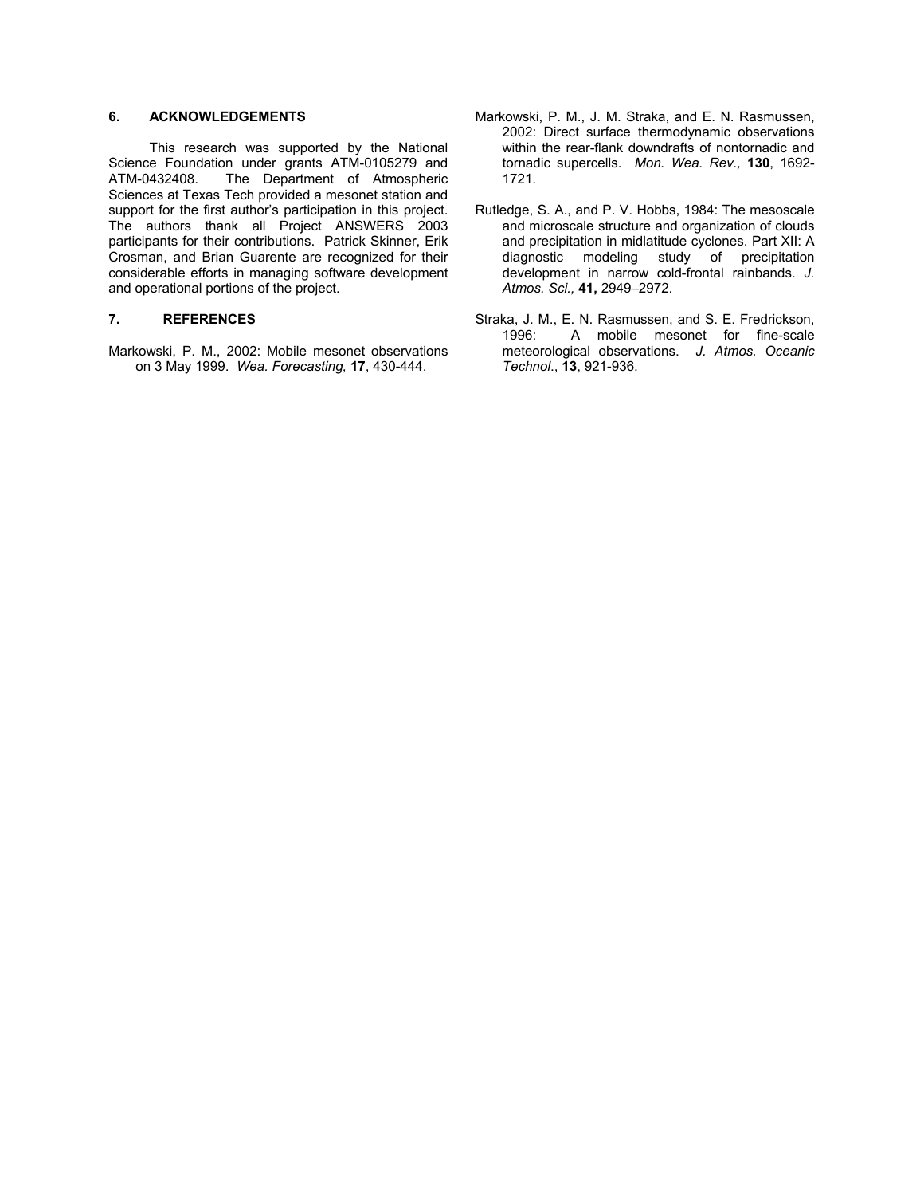## 6. ACKNOWLEDGEMENTS

This research was supported by the National Science Foundation under grants ATM-0105279 and ATM-0432408. The Department of Atmospheric Sciences at Texas Tech provided a mesonet station and support for the first author's participation in this project. The authors thank all Project ANSWERS 2003 participants for their contributions. Patrick Skinner, Erik Crosman, and Brian Guarente are recognized for their considerable efforts in managing software development and operational portions of the project.

## 7. REFERENCES

Markowski, P. M., 2002: Mobile mesonet observations on 3 May 1999. *Wea. Forecasting,* **17**, 430-444.

Markowski, P. M., J. M. Straka, and E. N. Rasmussen, 2002: Direct surface thermodynamic observations within the rear-flank downdrafts of nontornadic and tornadic supercells. *Mon. Wea. Rev.,* **130**, 1692-1721.

Rutledge, S. A., and P. V. Hobbs, 1984: The mesoscale and microscale structure and organization of clouds and precipitation in midlatitude cyclones. Part XII: A diagnostic modeling study of precipitation development in narrow cold-frontal rainbands. *J. Atmos. Sci.,* **41,** 2949–2972.

Straka, J. M., E. N. Rasmussen, and S. E. Fredrickson, 1996: A mobile mesonet for fine-scale meteorological observations. *J. Atmos. Oceanic Technol.*, **13**, 921-936.